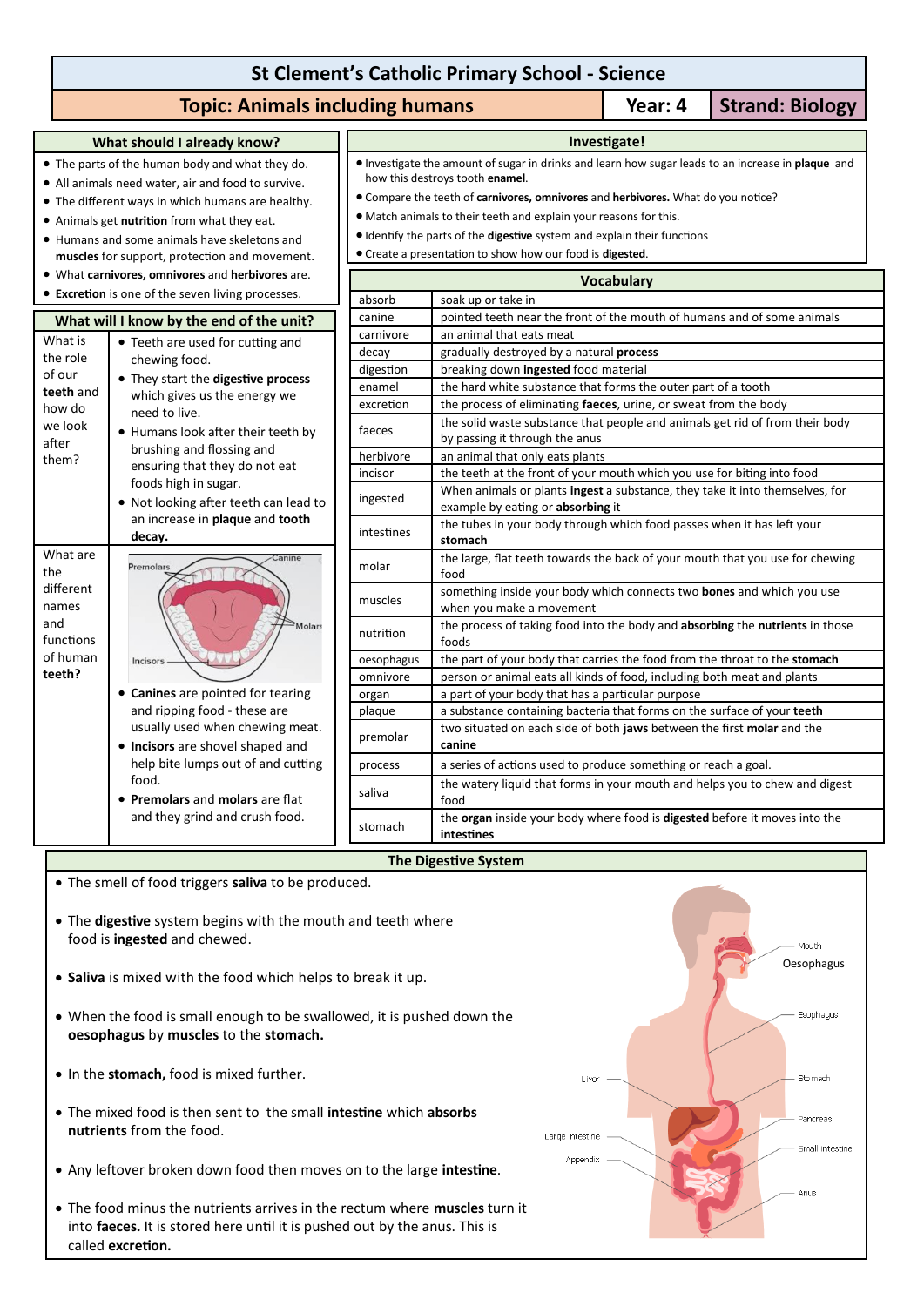# St Clement's Catholic Primary School - Science

## Topic: Animals including humans | Year: 4 | Strand: Biology

### What should I already know?

- The parts of the human body and what they do.
- All animals need water, air and food to survive.
- The different ways in which humans are healthy.
- Animals get **nutrition** from what they eat.
- Humans and some animals have skeletons and **muscles** for support, protection and movement.
- What **carnivores, omnivores** and **herbivores** are.
- **Excretion** is one of the seven living processes.

### What will I know by the end of the unit?

| | |
|---|---|
| What is the role of our **teeth** and how do we look after them? | • Teeth are used for cutting and chewing food.<br>• They start the **digestive process** which gives us the energy we need to live.<br>• Humans look after their teeth by brushing and flossing and ensuring that they do not eat foods high in sugar.<br>• Not looking after teeth can lead to an increase in **plaque** and **tooth decay.** |
| What are the different names and functions of human **teeth?** | Premolars, Canine, Molars, Incisors<br>• **Canines** are pointed for tearing and ripping food - these are usually used when chewing meat.<br>• **Incisors** are shovel shaped and help bite lumps out of and cutting food.<br>• **Premolars** and **molars** are flat and they grind and crush food. |

### Investigate!

- Investigate the amount of sugar in drinks and learn how sugar leads to an increase in **plaque** and how this destroys tooth **enamel**.
- Compare the teeth of **carnivores, omnivores** and **herbivores.** What do you notice?
- Match animals to their teeth and explain your reasons for this.
- Identify the parts of the **digestive** system and explain their functions
- Create a presentation to show how our food is **digested**.

### Vocabulary

| Word | Meaning |
|---|---|
| absorb | soak up or take in |
| canine | pointed teeth near the front of the mouth of humans and of some animals |
| carnivore | an animal that eats meat |
| decay | gradually destroyed by a natural **process** |
| digestion | breaking down **ingested** food material |
| enamel | the hard white substance that forms the outer part of a tooth |
| excretion | the process of eliminating **faeces**, urine, or sweat from the body |
| faeces | the solid waste substance that people and animals get rid of from their body by passing it through the anus |
| herbivore | an animal that only eats plants |
| incisor | the teeth at the front of your mouth which you use for biting into food |
| ingested | When animals or plants **ingest** a substance, they take it into themselves, for example by eating or **absorbing** it |
| intestines | the tubes in your body through which food passes when it has left your **stomach** |
| molar | the large, flat teeth towards the back of your mouth that you use for chewing food |
| muscles | something inside your body which connects two **bones** and which you use when you make a movement |
| nutrition | the process of taking food into the body and **absorbing** the **nutrients** in those foods |
| oesophagus | the part of your body that carries the food from the throat to the **stomach** |
| omnivore | person or animal eats all kinds of food, including both meat and plants |
| organ | a part of your body that has a particular purpose |
| plaque | a substance containing bacteria that forms on the surface of your **teeth** |
| premolar | two situated on each side of both **jaws** between the first **molar** and the **canine** |
| process | a series of actions used to produce something or reach a goal. |
| saliva | the watery liquid that forms in your mouth and helps you to chew and digest food |
| stomach | the **organ** inside your body where food is **digested** before it moves into the **intestines** |

### The Digestive System

- The smell of food triggers **saliva** to be produced.
- The **digestive** system begins with the mouth and teeth where food is **ingested** and chewed.
- **Saliva** is mixed with the food which helps to break it up.
- When the food is small enough to be swallowed, it is pushed down the **oesophagus** by **muscles** to the **stomach.**
- In the **stomach,** food is mixed further.
- The mixed food is then sent to the small **intestine** which **absorbs nutrients** from the food.
- Any leftover broken down food then moves on to the large **intestine**.
- The food minus the nutrients arrives in the rectum where **muscles** turn it into **faeces.** It is stored here until it is pushed out by the anus. This is called **excretion.**

Mouth, Oesophagus, Esophagus, Stomach, Liver, Pancreas, Large intestine, Small intestine, Appendix, Anus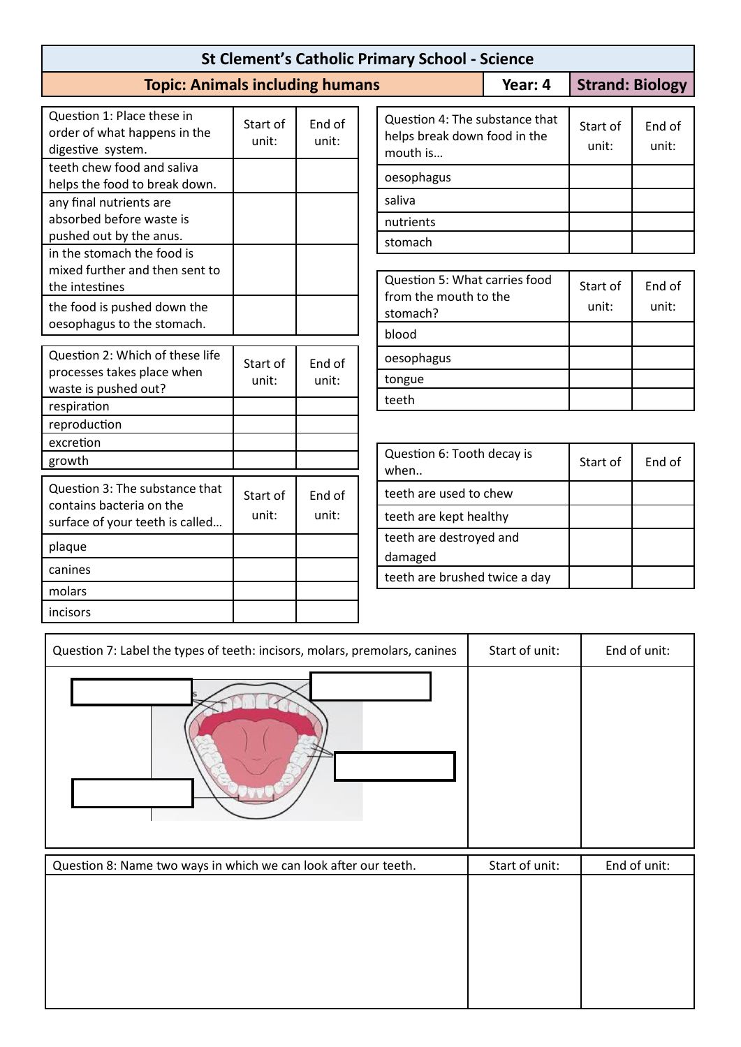## St Clement's Catholic Primary School - Science

**Topic: Animals including humans** | **Year: 4** | **Strand: Biology**

| Question 1: Place these in order of what happens in the digestive system. | Start of unit: | End of unit: |
|---|---|---|
| teeth chew food and saliva helps the food to break down. | | |
| any final nutrients are absorbed before waste is pushed out by the anus. | | |
| in the stomach the food is mixed further and then sent to the intestines | | |
| the food is pushed down the oesophagus to the stomach. | | |

| Question 2: Which of these life processes takes place when waste is pushed out? | Start of unit: | End of unit: |
|---|---|---|
| respiration | | |
| reproduction | | |
| excretion | | |
| growth | | |

| Question 3: The substance that contains bacteria on the surface of your teeth is called… | Start of unit: | End of unit: |
|---|---|---|
| plaque | | |
| canines | | |
| molars | | |
| incisors | | |

| Question 4: The substance that helps break down food in the mouth is… | Start of unit: | End of unit: |
|---|---|---|
| oesophagus | | |
| saliva | | |
| nutrients | | |
| stomach | | |

| Question 5: What carries food from the mouth to the stomach? | Start of unit: | End of unit: |
|---|---|---|
| blood | | |
| oesophagus | | |
| tongue | | |
| teeth | | |

| Question 6: Tooth decay is when.. | Start of | End of |
|---|---|---|
| teeth are used to chew | | |
| teeth are kept healthy | | |
| teeth are destroyed and damaged | | |
| teeth are brushed twice a day | | |

| Question 7: Label the types of teeth: incisors, molars, premolars, canines | Start of unit: | End of unit: |
|---|---|---|
| | | |

| Question 8: Name two ways in which we can look after our teeth. | Start of unit: | End of unit: |
|---|---|---|
| | | |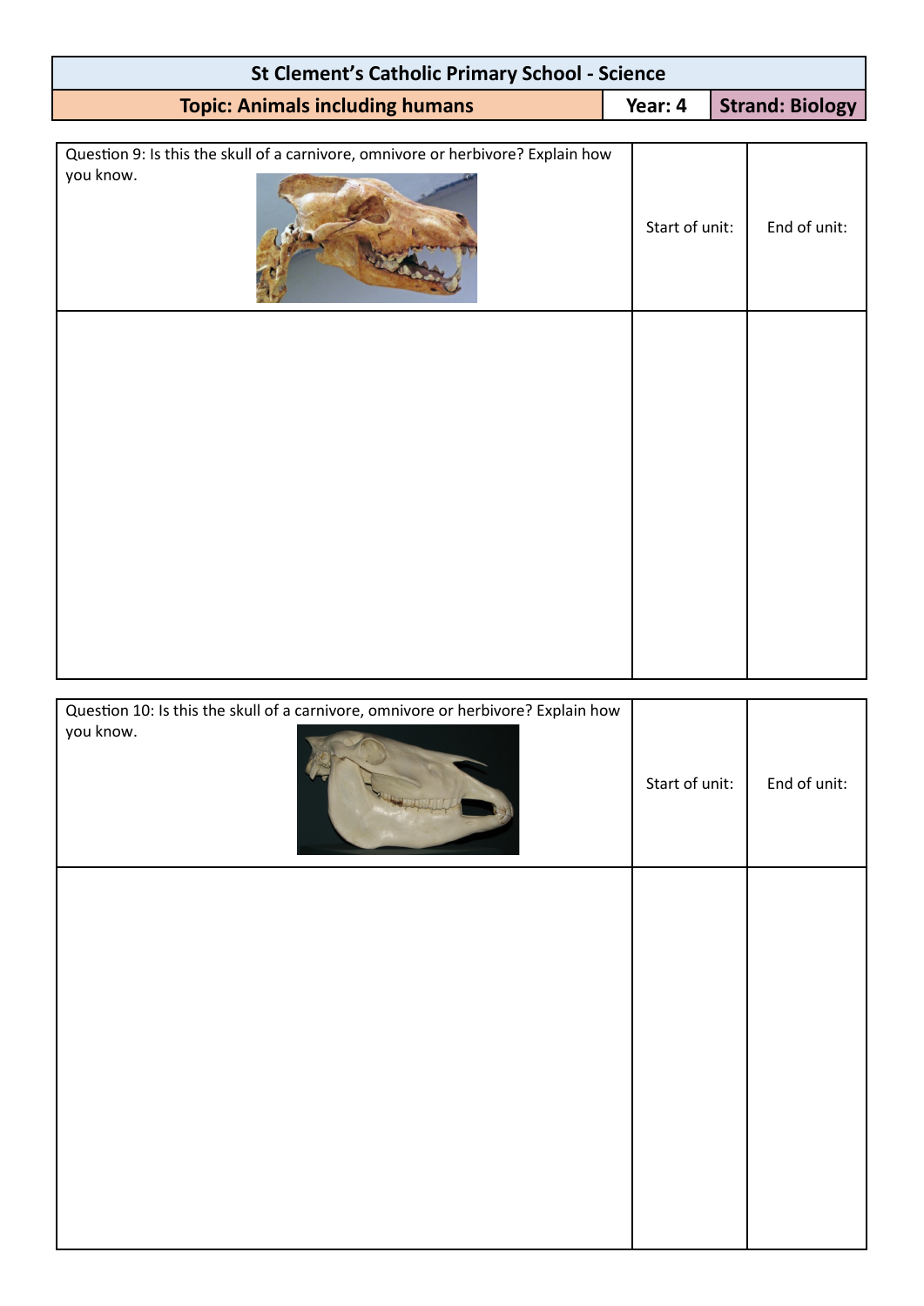| St Clement's Catholic Primary School - Science | | |
| --- | --- | --- |
| **Topic: Animals including humans** | **Year: 4** | **Strand: Biology** |

| Question 9: Is this the skull of a carnivore, omnivore or herbivore? Explain how you know. | Start of unit: | End of unit: |
| --- | --- | --- |
| | | |

| Question 10: Is this the skull of a carnivore, omnivore or herbivore? Explain how you know. | Start of unit: | End of unit: |
| --- | --- | --- |
| | | |